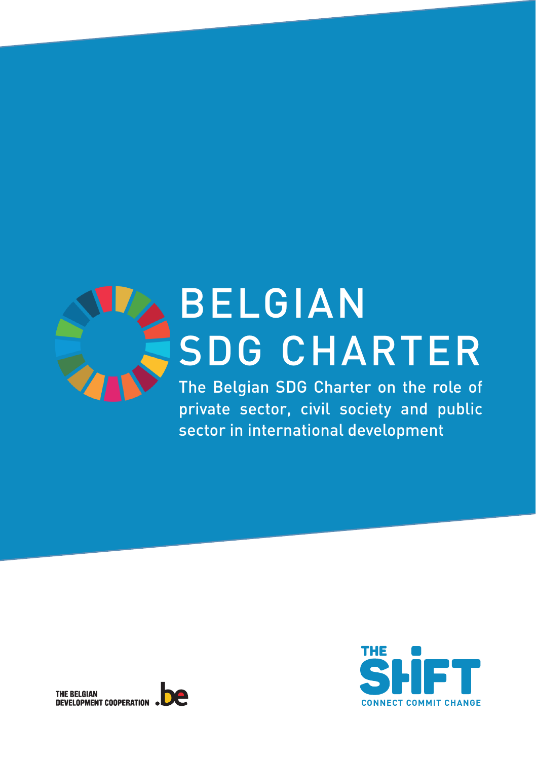# BELGIAN SDG CHARTER

The Belgian SDG Charter on the role of private sector, civil society and public sector in international development

THE BELGIAN DEVELOPMENT COOPERATION .be

THE SHIFT

CONNECT COMMIT CHANGE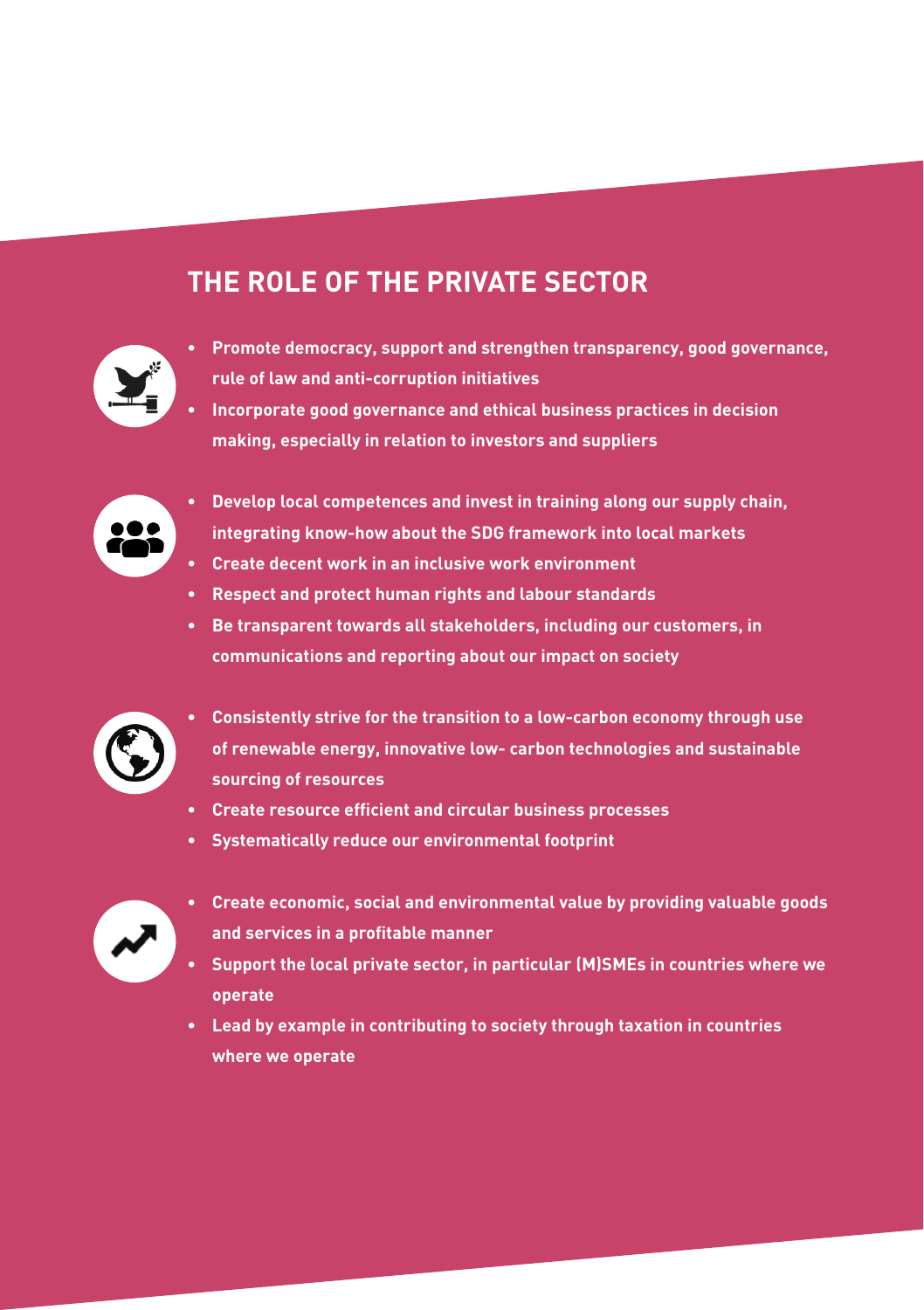## THE ROLE OF THE PRIVATE SECTOR

- Promote democracy, support and strengthen transparency, good governance, rule of law and anti-corruption initiatives
- Incorporate good governance and ethical business practices in decision making, especially in relation to investors and suppliers

- Develop local competences and invest in training along our supply chain, integrating know-how about the SDG framework into local markets
- Create decent work in an inclusive work environment
- Respect and protect human rights and labour standards
- Be transparent towards all stakeholders, including our customers, in communications and reporting about our impact on society

- Consistently strive for the transition to a low-carbon economy through use of renewable energy, innovative low- carbon technologies and sustainable sourcing of resources
- Create resource efficient and circular business processes
- Systematically reduce our environmental footprint

- Create economic, social and environmental value by providing valuable goods and services in a profitable manner
- Support the local private sector, in particular (M)SMEs in countries where we operate
- Lead by example in contributing to society through taxation in countries where we operate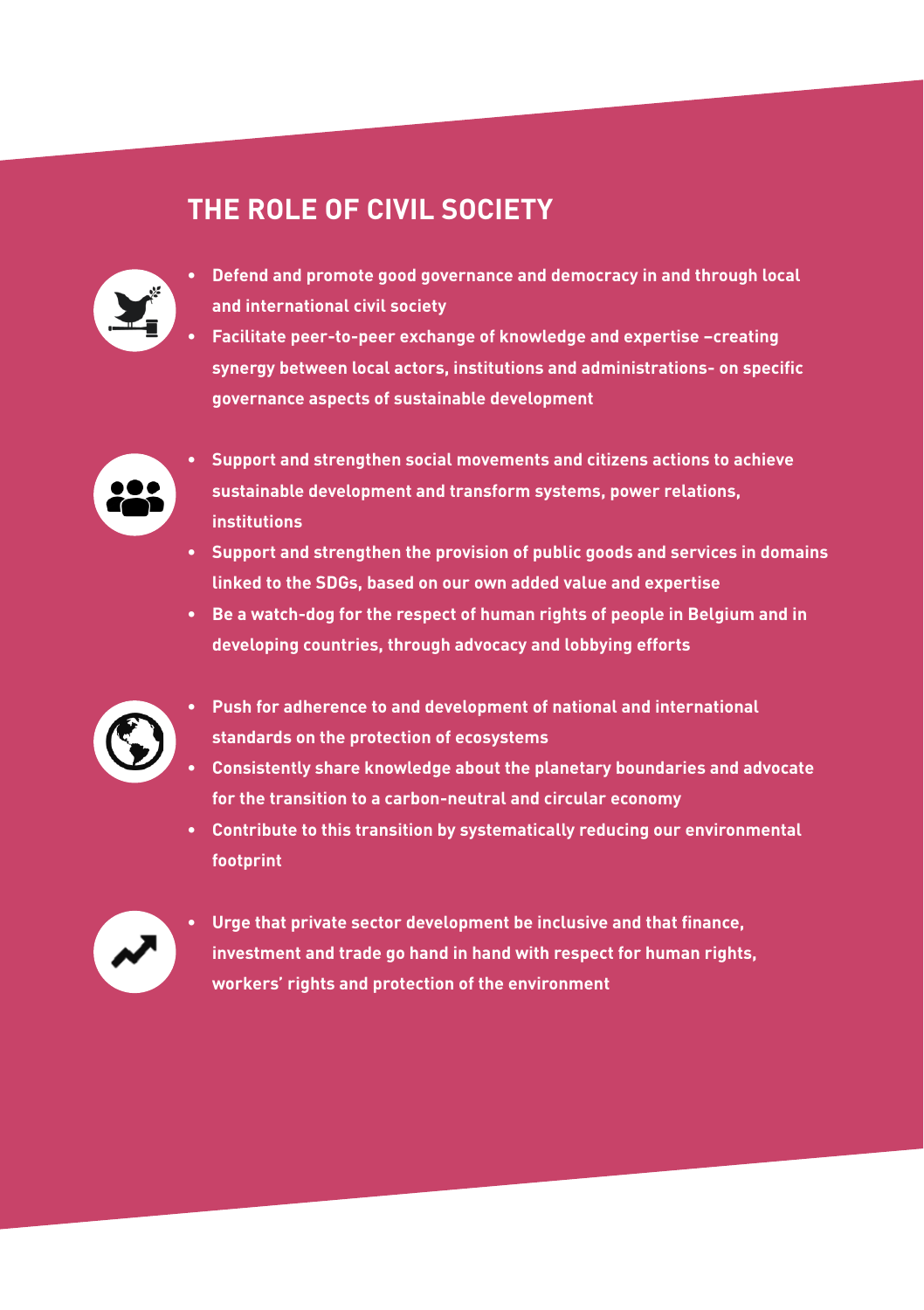## THE ROLE OF CIVIL SOCIETY

- **Defend and promote good governance and democracy in and through local and international civil society**
- **Facilitate peer-to-peer exchange of knowledge and expertise –creating synergy between local actors, institutions and administrations- on specific governance aspects of sustainable development**

- **Support and strengthen social movements and citizens actions to achieve sustainable development and transform systems, power relations, institutions**
- **Support and strengthen the provision of public goods and services in domains linked to the SDGs, based on our own added value and expertise**
- **Be a watch-dog for the respect of human rights of people in Belgium and in developing countries, through advocacy and lobbying efforts**

- **Push for adherence to and development of national and international standards on the protection of ecosystems**
- **Consistently share knowledge about the planetary boundaries and advocate for the transition to a carbon-neutral and circular economy**
- **Contribute to this transition by systematically reducing our environmental footprint**

- **Urge that private sector development be inclusive and that finance, investment and trade go hand in hand with respect for human rights, workers' rights and protection of the environment**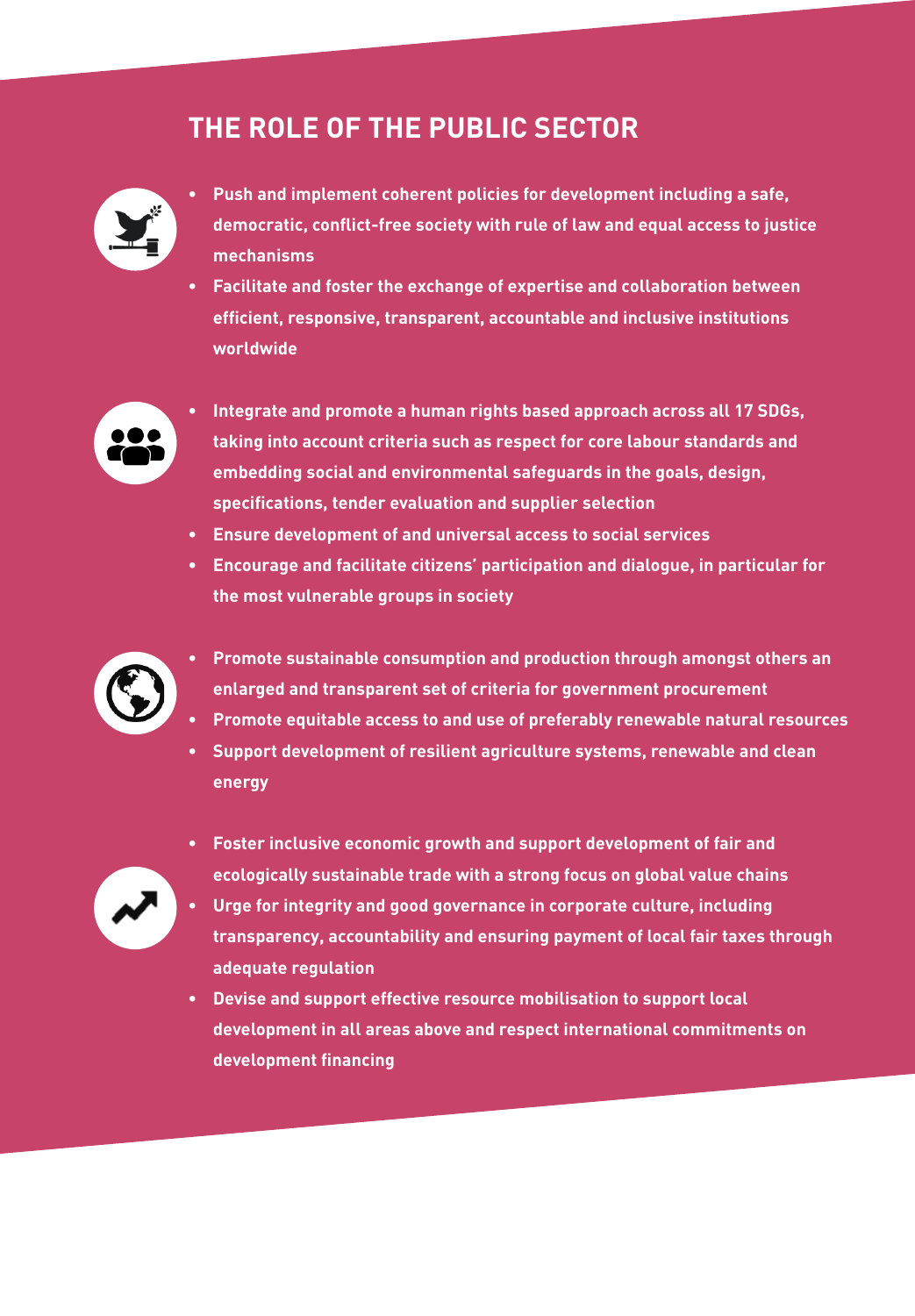## THE ROLE OF THE PUBLIC SECTOR

- **Push and implement coherent policies for development including a safe, democratic, conflict-free society with rule of law and equal access to justice mechanisms**
- **Facilitate and foster the exchange of expertise and collaboration between efficient, responsive, transparent, accountable and inclusive institutions worldwide**

- **Integrate and promote a human rights based approach across all 17 SDGs, taking into account criteria such as respect for core labour standards and embedding social and environmental safeguards in the goals, design, specifications, tender evaluation and supplier selection**
- **Ensure development of and universal access to social services**
- **Encourage and facilitate citizens' participation and dialogue, in particular for the most vulnerable groups in society**

- **Promote sustainable consumption and production through amongst others an enlarged and transparent set of criteria for government procurement**
- **Promote equitable access to and use of preferably renewable natural resources**
- **Support development of resilient agriculture systems, renewable and clean energy**

- **Foster inclusive economic growth and support development of fair and ecologically sustainable trade with a strong focus on global value chains**
- **Urge for integrity and good governance in corporate culture, including transparency, accountability and ensuring payment of local fair taxes through adequate regulation**
- **Devise and support effective resource mobilisation to support local development in all areas above and respect international commitments on development financing**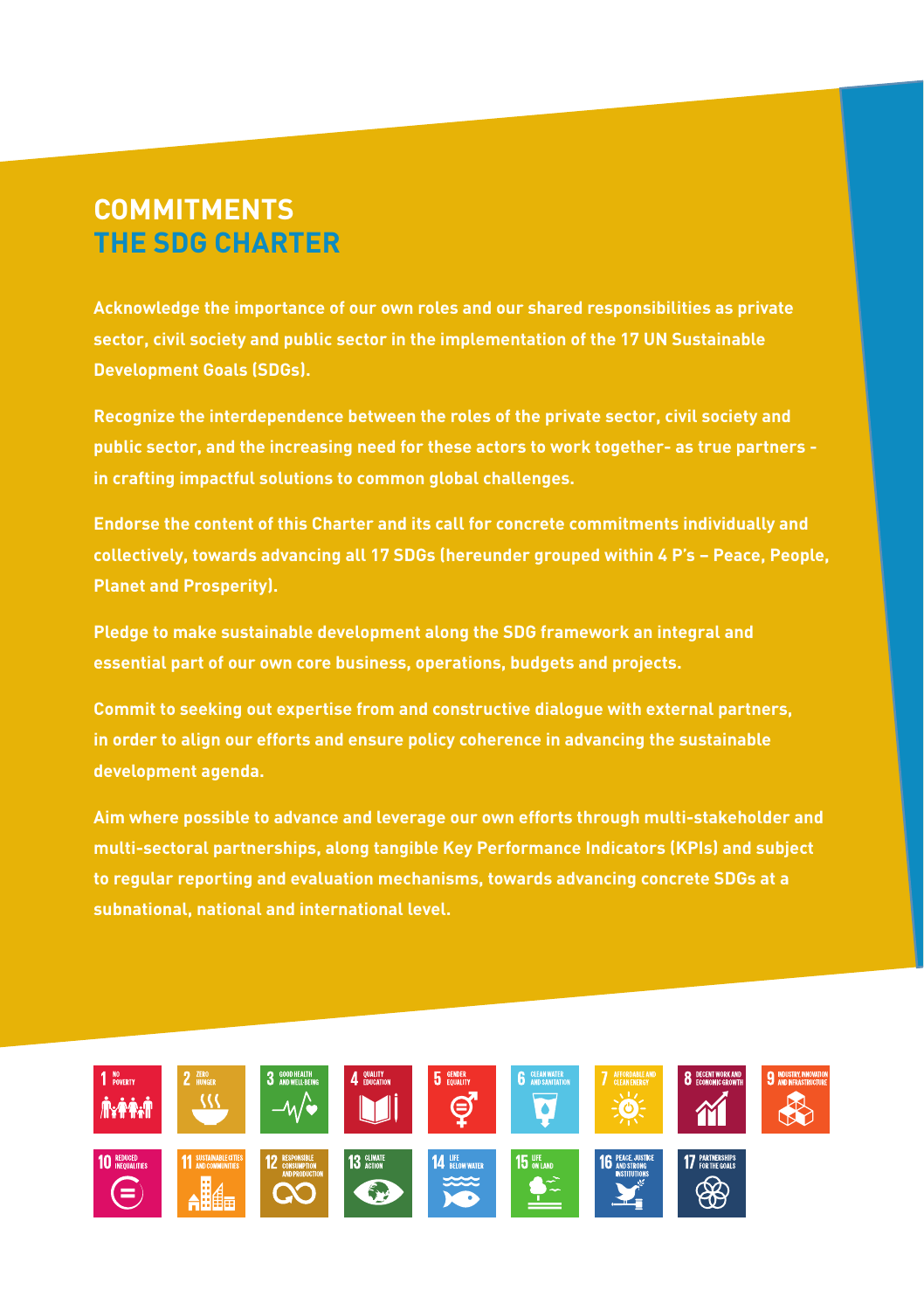# COMMITMENTS
## THE SDG CHARTER

Acknowledge the importance of our own roles and our shared responsibilities as private sector, civil society and public sector in the implementation of the 17 UN Sustainable Development Goals (SDGs).

Recognize the interdependence between the roles of the private sector, civil society and public sector, and the increasing need for these actors to work together- as true partners - in crafting impactful solutions to common global challenges.

Endorse the content of this Charter and its call for concrete commitments individually and collectively, towards advancing all 17 SDGs (hereunder grouped within 4 P's – Peace, People, Planet and Prosperity).

Pledge to make sustainable development along the SDG framework an integral and essential part of our own core business, operations, budgets and projects.

Commit to seeking out expertise from and constructive dialogue with external partners, in order to align our efforts and ensure policy coherence in advancing the sustainable development agenda.

Aim where possible to advance and leverage our own efforts through multi-stakeholder and multi-sectoral partnerships, along tangible Key Performance Indicators (KPIs) and subject to regular reporting and evaluation mechanisms, towards advancing concrete SDGs at a subnational, national and international level.

1 NO POVERTY
2 ZERO HUNGER
3 GOOD HEALTH AND WELL-BEING
4 QUALITY EDUCATION
5 GENDER EQUALITY
6 CLEAN WATER AND SANITATION
7 AFFORDABLE AND CLEAN ENERGY
8 DECENT WORK AND ECONOMIC GROWTH
9 INDUSTRY, INNOVATION AND INFRASTRUCTURE
10 REDUCED INEQUALITIES
11 SUSTAINABLE CITIES AND COMMUNITIES
12 RESPONSIBLE CONSUMPTION AND PRODUCTION
13 CLIMATE ACTION
14 LIFE BELOW WATER
15 LIFE ON LAND
16 PEACE, JUSTICE AND STRONG INSTITUTIONS
17 PARTNERSHIPS FOR THE GOALS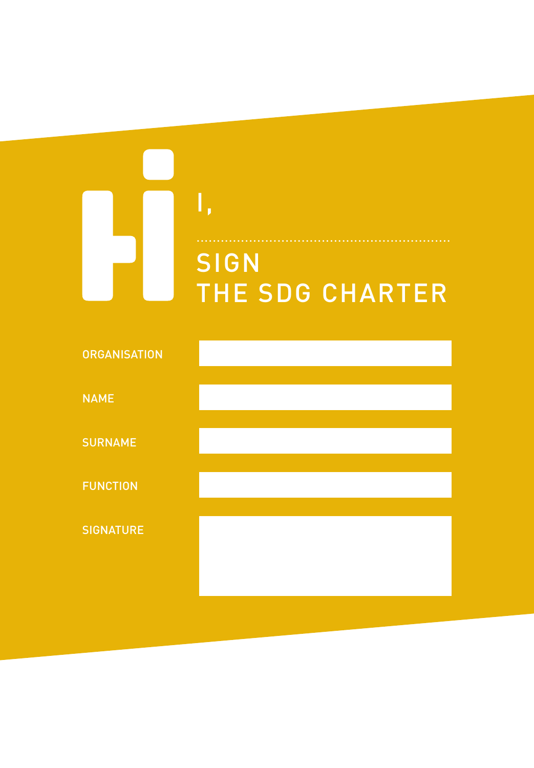# Hi

I,

.................................................................

SIGN
THE SDG CHARTER

| | |
|---|---|
| ORGANISATION | |
| NAME | |
| SURNAME | |
| FUNCTION | |
| SIGNATURE | |